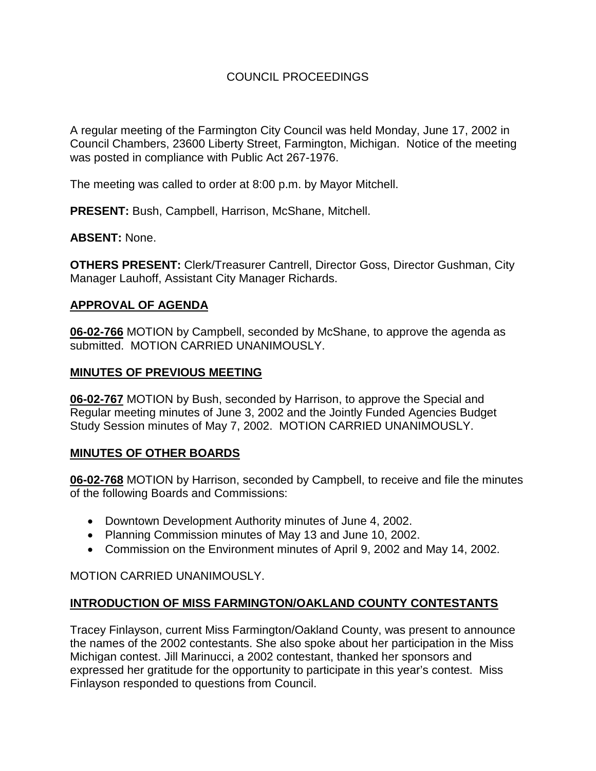# COUNCIL PROCEEDINGS

A regular meeting of the Farmington City Council was held Monday, June 17, 2002 in Council Chambers, 23600 Liberty Street, Farmington, Michigan. Notice of the meeting was posted in compliance with Public Act 267-1976.

The meeting was called to order at 8:00 p.m. by Mayor Mitchell.

**PRESENT:** Bush, Campbell, Harrison, McShane, Mitchell.

**ABSENT:** None.

**OTHERS PRESENT:** Clerk/Treasurer Cantrell, Director Goss, Director Gushman, City Manager Lauhoff, Assistant City Manager Richards.

## APPROVAL OF AGENDA

**06-02-766** MOTION by Campbell, seconded by McShane, to approve the agenda as submitted. MOTION CARRIED UNANIMOUSLY.

## MINUTES OF PREVIOUS MEETING

**06-02-767** MOTION by Bush, seconded by Harrison, to approve the Special and Regular meeting minutes of June 3, 2002 and the Jointly Funded Agencies Budget Study Session minutes of May 7, 2002. MOTION CARRIED UNANIMOUSLY.

## MINUTES OF OTHER BOARDS

**06-02-768** MOTION by Harrison, seconded by Campbell, to receive and file the minutes of the following Boards and Commissions:

- Downtown Development Authority minutes of June 4, 2002.
- Planning Commission minutes of May 13 and June 10, 2002.
- Commission on the Environment minutes of April 9, 2002 and May 14, 2002.

MOTION CARRIED UNANIMOUSLY.

## INTRODUCTION OF MISS FARMINGTON/OAKLAND COUNTY CONTESTANTS

Tracey Finlayson, current Miss Farmington/Oakland County, was present to announce the names of the 2002 contestants. She also spoke about her participation in the Miss Michigan contest. Jill Marinucci, a 2002 contestant, thanked her sponsors and expressed her gratitude for the opportunity to participate in this year's contest. Miss Finlayson responded to questions from Council.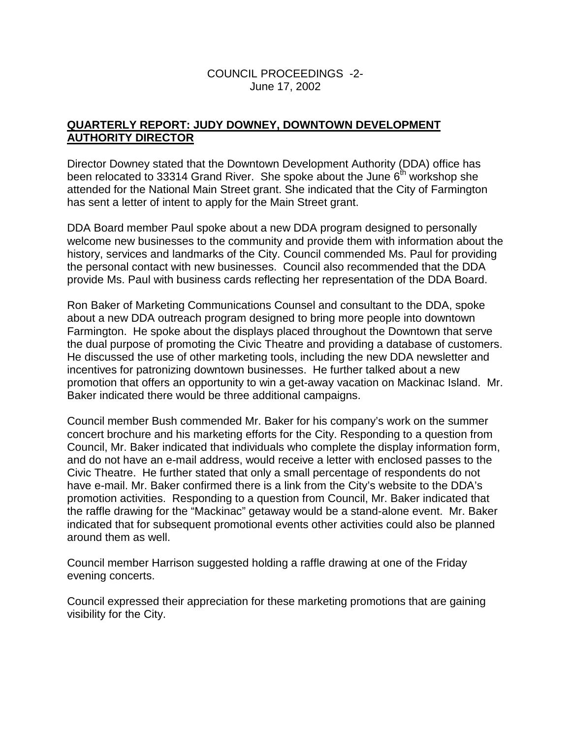## QUARTERLY REPORT: JUDY DOWNEY, DOWNTOWN DEVELOPMENT AUTHORITY DIRECTOR

Director Downey stated that the Downtown Development Authority (DDA) office has been relocated to 33314 Grand River. She spoke about the June 6th workshop she attended for the National Main Street grant. She indicated that the City of Farmington has sent a letter of intent to apply for the Main Street grant.

DDA Board member Paul spoke about a new DDA program designed to personally welcome new businesses to the community and provide them with information about the history, services and landmarks of the City. Council commended Ms. Paul for providing the personal contact with new businesses. Council also recommended that the DDA provide Ms. Paul with business cards reflecting her representation of the DDA Board.

Ron Baker of Marketing Communications Counsel and consultant to the DDA, spoke about a new DDA outreach program designed to bring more people into downtown Farmington. He spoke about the displays placed throughout the Downtown that serve the dual purpose of promoting the Civic Theatre and providing a database of customers. He discussed the use of other marketing tools, including the new DDA newsletter and incentives for patronizing downtown businesses. He further talked about a new promotion that offers an opportunity to win a get-away vacation on Mackinac Island. Mr. Baker indicated there would be three additional campaigns.

Council member Bush commended Mr. Baker for his company's work on the summer concert brochure and his marketing efforts for the City. Responding to a question from Council, Mr. Baker indicated that individuals who complete the display information form, and do not have an e-mail address, would receive a letter with enclosed passes to the Civic Theatre. He further stated that only a small percentage of respondents do not have e-mail. Mr. Baker confirmed there is a link from the City's website to the DDA's promotion activities. Responding to a question from Council, Mr. Baker indicated that the raffle drawing for the "Mackinac" getaway would be a stand-alone event. Mr. Baker indicated that for subsequent promotional events other activities could also be planned around them as well.

Council member Harrison suggested holding a raffle drawing at one of the Friday evening concerts.

Council expressed their appreciation for these marketing promotions that are gaining visibility for the City.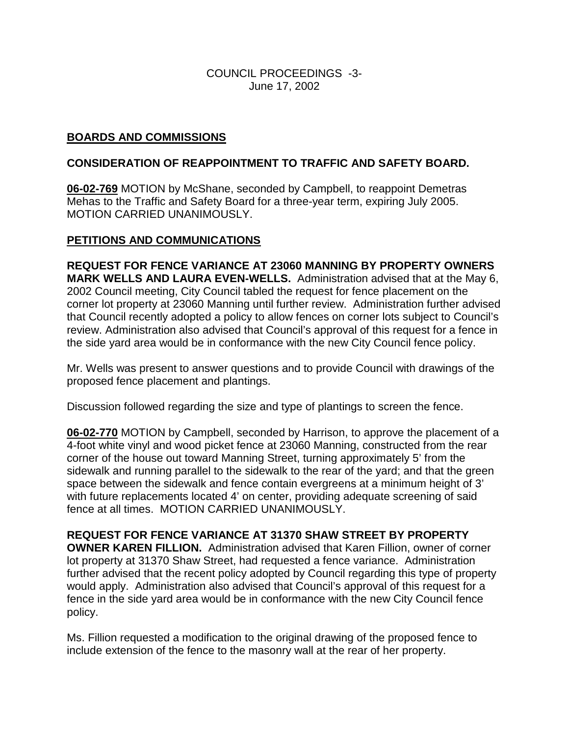## BOARDS AND COMMISSIONS

### CONSIDERATION OF REAPPOINTMENT TO TRAFFIC AND SAFETY BOARD.

**06-02-769** MOTION by McShane, seconded by Campbell, to reappoint Demetras Mehas to the Traffic and Safety Board for a three-year term, expiring July 2005. MOTION CARRIED UNANIMOUSLY.

## PETITIONS AND COMMUNICATIONS

**REQUEST FOR FENCE VARIANCE AT 23060 MANNING BY PROPERTY OWNERS MARK WELLS AND LAURA EVEN-WELLS.** Administration advised that at the May 6, 2002 Council meeting, City Council tabled the request for fence placement on the corner lot property at 23060 Manning until further review. Administration further advised that Council recently adopted a policy to allow fences on corner lots subject to Council's review. Administration also advised that Council's approval of this request for a fence in the side yard area would be in conformance with the new City Council fence policy.

Mr. Wells was present to answer questions and to provide Council with drawings of the proposed fence placement and plantings.

Discussion followed regarding the size and type of plantings to screen the fence.

**06-02-770** MOTION by Campbell, seconded by Harrison, to approve the placement of a 4-foot white vinyl and wood picket fence at 23060 Manning, constructed from the rear corner of the house out toward Manning Street, turning approximately 5' from the sidewalk and running parallel to the sidewalk to the rear of the yard; and that the green space between the sidewalk and fence contain evergreens at a minimum height of 3' with future replacements located 4' on center, providing adequate screening of said fence at all times. MOTION CARRIED UNANIMOUSLY.

**REQUEST FOR FENCE VARIANCE AT 31370 SHAW STREET BY PROPERTY OWNER KAREN FILLION.** Administration advised that Karen Fillion, owner of corner lot property at 31370 Shaw Street, had requested a fence variance. Administration further advised that the recent policy adopted by Council regarding this type of property would apply. Administration also advised that Council's approval of this request for a fence in the side yard area would be in conformance with the new City Council fence policy.

Ms. Fillion requested a modification to the original drawing of the proposed fence to include extension of the fence to the masonry wall at the rear of her property.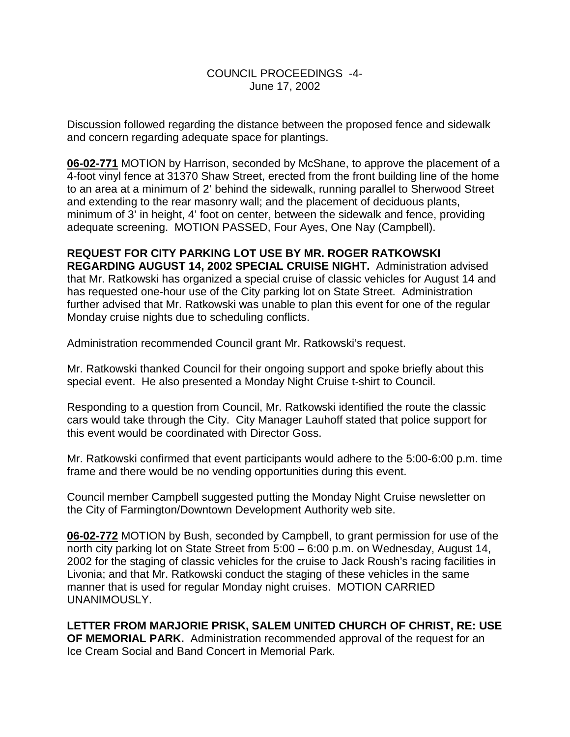Discussion followed regarding the distance between the proposed fence and sidewalk and concern regarding adequate space for plantings.

**06-02-771** MOTION by Harrison, seconded by McShane, to approve the placement of a 4-foot vinyl fence at 31370 Shaw Street, erected from the front building line of the home to an area at a minimum of 2' behind the sidewalk, running parallel to Sherwood Street and extending to the rear masonry wall; and the placement of deciduous plants, minimum of 3' in height, 4' foot on center, between the sidewalk and fence, providing adequate screening. MOTION PASSED, Four Ayes, One Nay (Campbell).

**REQUEST FOR CITY PARKING LOT USE BY MR. ROGER RATKOWSKI REGARDING AUGUST 14, 2002 SPECIAL CRUISE NIGHT.** Administration advised that Mr. Ratkowski has organized a special cruise of classic vehicles for August 14 and has requested one-hour use of the City parking lot on State Street. Administration further advised that Mr. Ratkowski was unable to plan this event for one of the regular Monday cruise nights due to scheduling conflicts.

Administration recommended Council grant Mr. Ratkowski's request.

Mr. Ratkowski thanked Council for their ongoing support and spoke briefly about this special event. He also presented a Monday Night Cruise t-shirt to Council.

Responding to a question from Council, Mr. Ratkowski identified the route the classic cars would take through the City. City Manager Lauhoff stated that police support for this event would be coordinated with Director Goss.

Mr. Ratkowski confirmed that event participants would adhere to the 5:00-6:00 p.m. time frame and there would be no vending opportunities during this event.

Council member Campbell suggested putting the Monday Night Cruise newsletter on the City of Farmington/Downtown Development Authority web site.

**06-02-772** MOTION by Bush, seconded by Campbell, to grant permission for use of the north city parking lot on State Street from 5:00 – 6:00 p.m. on Wednesday, August 14, 2002 for the staging of classic vehicles for the cruise to Jack Roush's racing facilities in Livonia; and that Mr. Ratkowski conduct the staging of these vehicles in the same manner that is used for regular Monday night cruises. MOTION CARRIED UNANIMOUSLY.

**LETTER FROM MARJORIE PRISK, SALEM UNITED CHURCH OF CHRIST, RE: USE OF MEMORIAL PARK.** Administration recommended approval of the request for an Ice Cream Social and Band Concert in Memorial Park.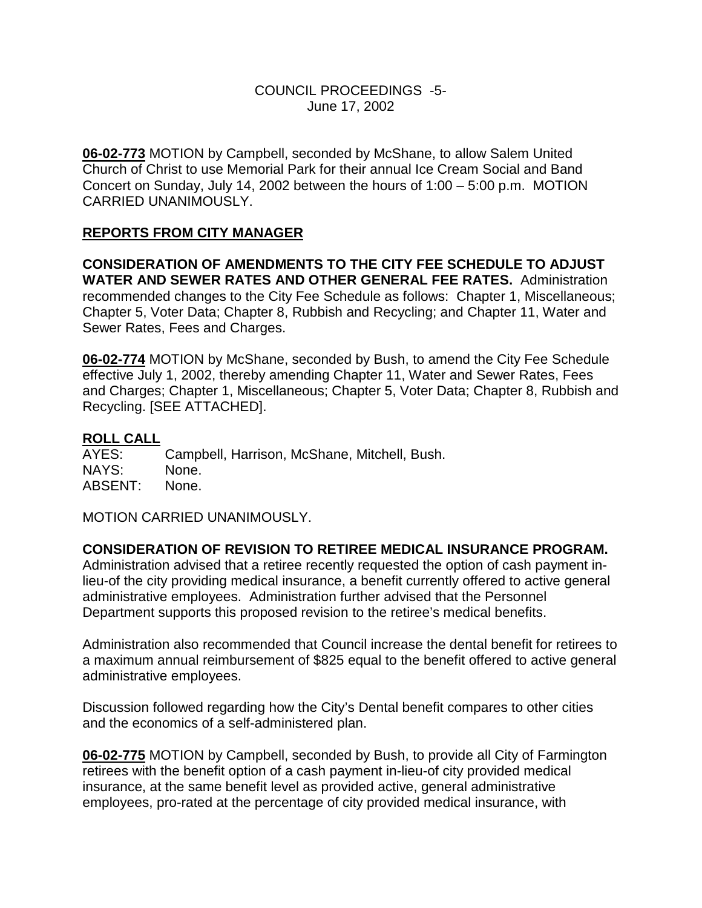**06-02-773** MOTION by Campbell, seconded by McShane, to allow Salem United Church of Christ to use Memorial Park for their annual Ice Cream Social and Band Concert on Sunday, July 14, 2002 between the hours of 1:00 – 5:00 p.m. MOTION CARRIED UNANIMOUSLY.

## REPORTS FROM CITY MANAGER

**CONSIDERATION OF AMENDMENTS TO THE CITY FEE SCHEDULE TO ADJUST WATER AND SEWER RATES AND OTHER GENERAL FEE RATES.** Administration recommended changes to the City Fee Schedule as follows: Chapter 1, Miscellaneous; Chapter 5, Voter Data; Chapter 8, Rubbish and Recycling; and Chapter 11, Water and Sewer Rates, Fees and Charges.

**06-02-774** MOTION by McShane, seconded by Bush, to amend the City Fee Schedule effective July 1, 2002, thereby amending Chapter 11, Water and Sewer Rates, Fees and Charges; Chapter 1, Miscellaneous; Chapter 5, Voter Data; Chapter 8, Rubbish and Recycling. [SEE ATTACHED].

**ROLL CALL**
AYES: Campbell, Harrison, McShane, Mitchell, Bush.
NAYS: None.
ABSENT: None.

MOTION CARRIED UNANIMOUSLY.

**CONSIDERATION OF REVISION TO RETIREE MEDICAL INSURANCE PROGRAM.** Administration advised that a retiree recently requested the option of cash payment in-lieu-of the city providing medical insurance, a benefit currently offered to active general administrative employees. Administration further advised that the Personnel Department supports this proposed revision to the retiree's medical benefits.

Administration also recommended that Council increase the dental benefit for retirees to a maximum annual reimbursement of $825 equal to the benefit offered to active general administrative employees.

Discussion followed regarding how the City's Dental benefit compares to other cities and the economics of a self-administered plan.

**06-02-775** MOTION by Campbell, seconded by Bush, to provide all City of Farmington retirees with the benefit option of a cash payment in-lieu-of city provided medical insurance, at the same benefit level as provided active, general administrative employees, pro-rated at the percentage of city provided medical insurance, with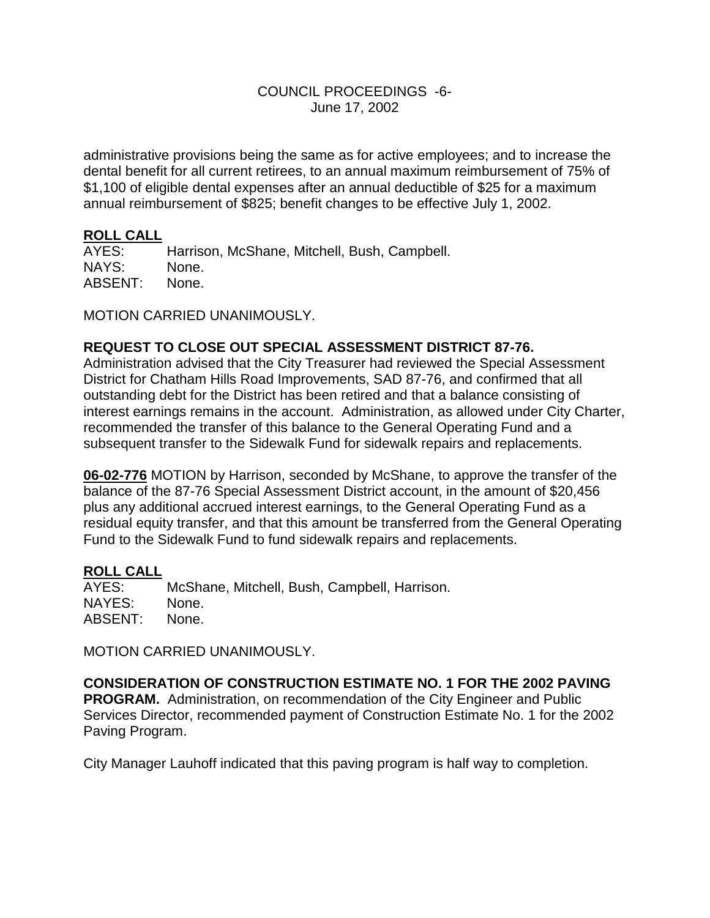administrative provisions being the same as for active employees; and to increase the dental benefit for all current retirees, to an annual maximum reimbursement of 75% of $1,100 of eligible dental expenses after an annual deductible of $25 for a maximum annual reimbursement of $825; benefit changes to be effective July 1, 2002.

**ROLL CALL**

AYES: Harrison, McShane, Mitchell, Bush, Campbell.
NAYS: None.
ABSENT: None.

MOTION CARRIED UNANIMOUSLY.

**REQUEST TO CLOSE OUT SPECIAL ASSESSMENT DISTRICT 87-76.**
Administration advised that the City Treasurer had reviewed the Special Assessment District for Chatham Hills Road Improvements, SAD 87-76, and confirmed that all outstanding debt for the District has been retired and that a balance consisting of interest earnings remains in the account. Administration, as allowed under City Charter, recommended the transfer of this balance to the General Operating Fund and a subsequent transfer to the Sidewalk Fund for sidewalk repairs and replacements.

**06-02-776** MOTION by Harrison, seconded by McShane, to approve the transfer of the balance of the 87-76 Special Assessment District account, in the amount of $20,456 plus any additional accrued interest earnings, to the General Operating Fund as a residual equity transfer, and that this amount be transferred from the General Operating Fund to the Sidewalk Fund to fund sidewalk repairs and replacements.

**ROLL CALL**

AYES: McShane, Mitchell, Bush, Campbell, Harrison.
NAYES: None.
ABSENT: None.

MOTION CARRIED UNANIMOUSLY.

**CONSIDERATION OF CONSTRUCTION ESTIMATE NO. 1 FOR THE 2002 PAVING PROGRAM.** Administration, on recommendation of the City Engineer and Public Services Director, recommended payment of Construction Estimate No. 1 for the 2002 Paving Program.

City Manager Lauhoff indicated that this paving program is half way to completion.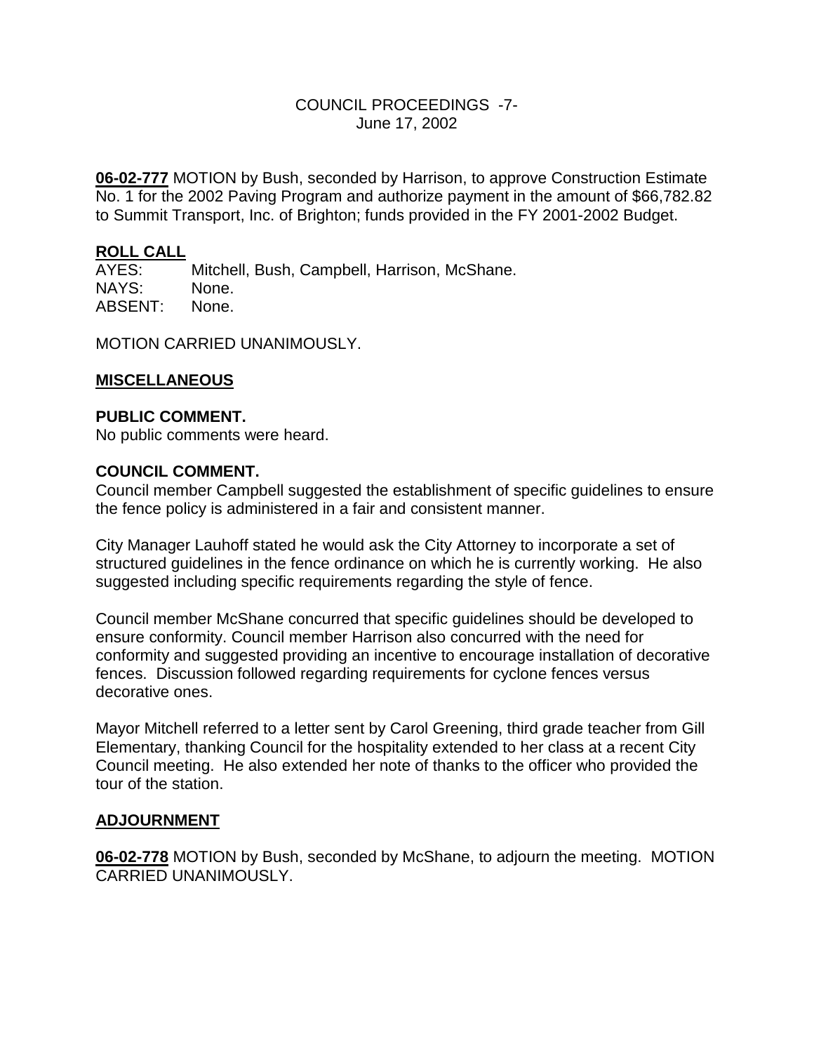**06-02-777** MOTION by Bush, seconded by Harrison, to approve Construction Estimate No. 1 for the 2002 Paving Program and authorize payment in the amount of $66,782.82 to Summit Transport, Inc. of Brighton; funds provided in the FY 2001-2002 Budget.

**ROLL CALL**

AYES: Mitchell, Bush, Campbell, Harrison, McShane.
NAYS: None.
ABSENT: None.

MOTION CARRIED UNANIMOUSLY.

**MISCELLANEOUS**

**PUBLIC COMMENT.**
No public comments were heard.

**COUNCIL COMMENT.**
Council member Campbell suggested the establishment of specific guidelines to ensure the fence policy is administered in a fair and consistent manner.

City Manager Lauhoff stated he would ask the City Attorney to incorporate a set of structured guidelines in the fence ordinance on which he is currently working. He also suggested including specific requirements regarding the style of fence.

Council member McShane concurred that specific guidelines should be developed to ensure conformity. Council member Harrison also concurred with the need for conformity and suggested providing an incentive to encourage installation of decorative fences. Discussion followed regarding requirements for cyclone fences versus decorative ones.

Mayor Mitchell referred to a letter sent by Carol Greening, third grade teacher from Gill Elementary, thanking Council for the hospitality extended to her class at a recent City Council meeting. He also extended her note of thanks to the officer who provided the tour of the station.

**ADJOURNMENT**

**06-02-778** MOTION by Bush, seconded by McShane, to adjourn the meeting. MOTION CARRIED UNANIMOUSLY.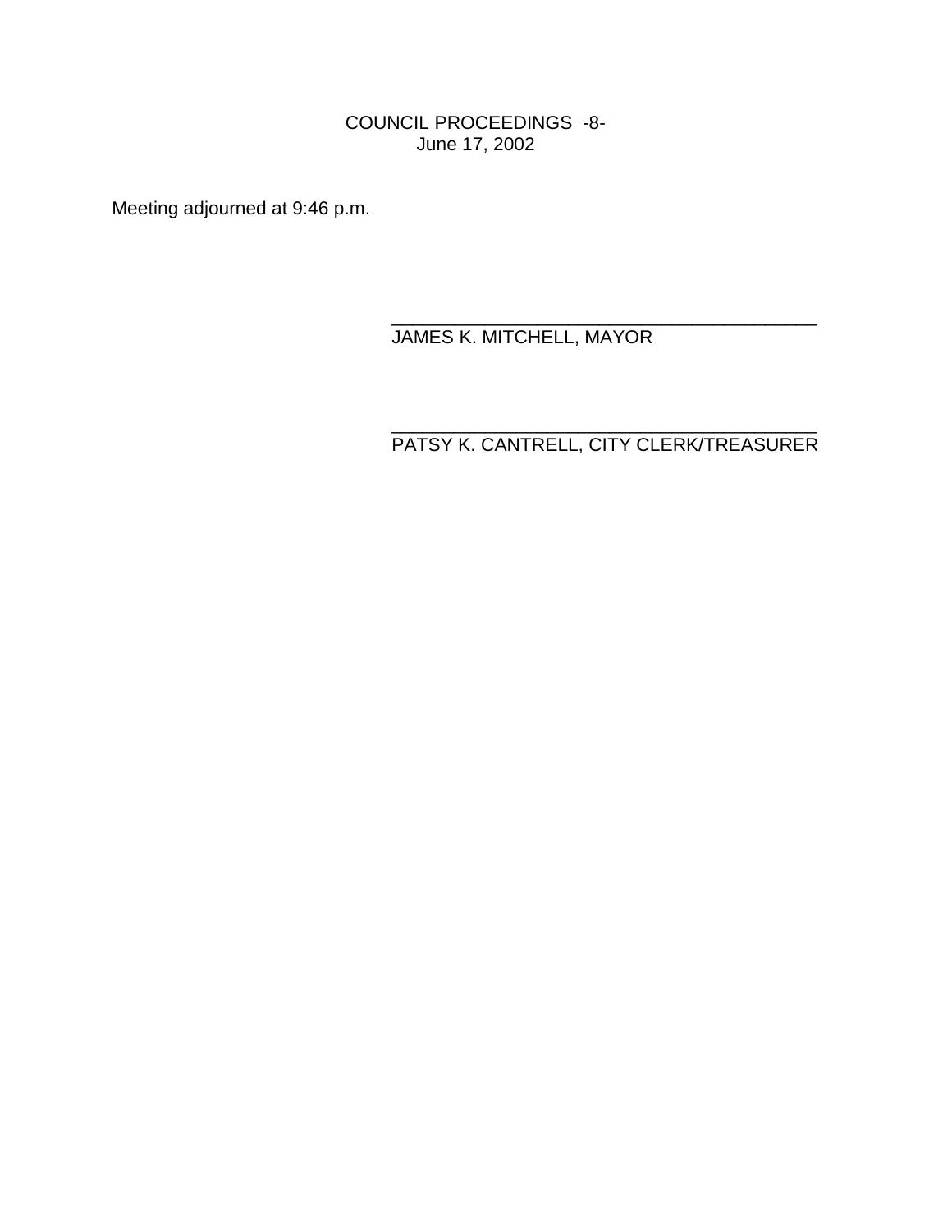Meeting adjourned at 9:46 p.m.

\_\_\_\_\_\_\_\_\_\_\_\_\_\_\_\_\_\_\_\_\_\_\_\_\_\_\_\_\_\_\_\_\_\_\_\_\_\_\_\_\_\_

JAMES K. MITCHELL, MAYOR

\_\_\_\_\_\_\_\_\_\_\_\_\_\_\_\_\_\_\_\_\_\_\_\_\_\_\_\_\_\_\_\_\_\_\_\_\_\_\_\_\_\_

PATSY K. CANTRELL, CITY CLERK/TREASURER